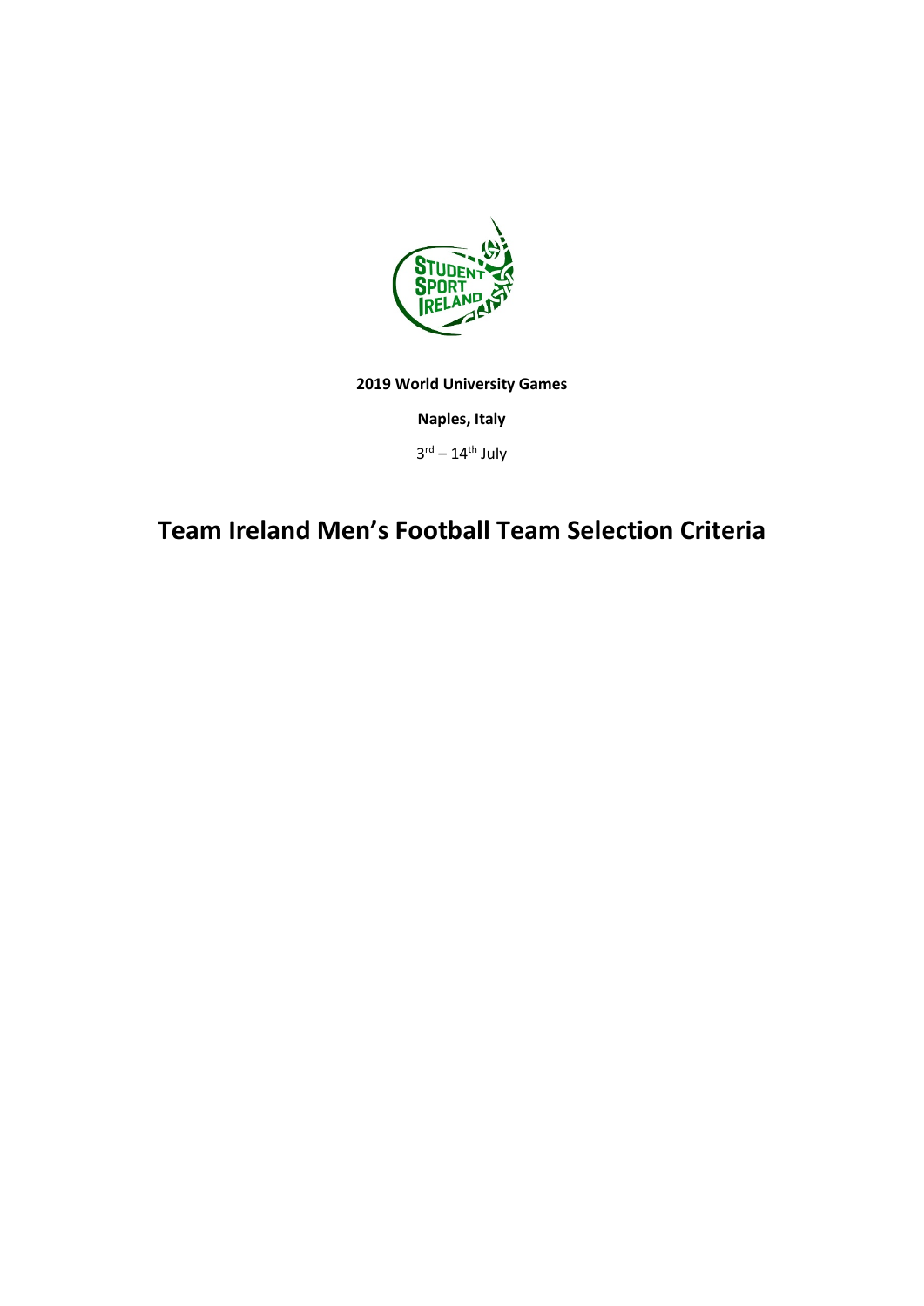**2019 World University Games**

**Naples, Italy**

3rd – 14th July

# Team Ireland Men's Football Team Selection Criteria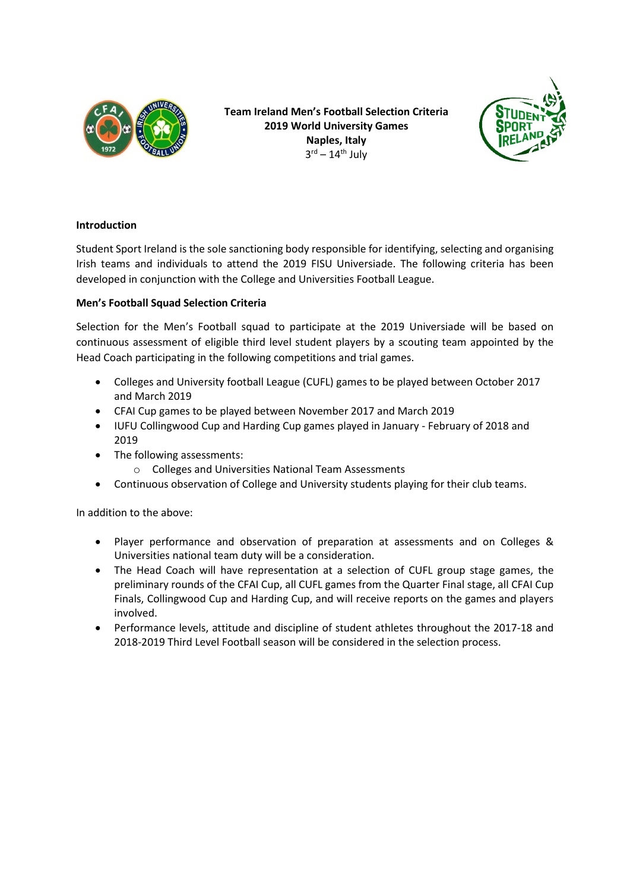**Team Ireland Men's Football Selection Criteria**
**2019 World University Games**
**Naples, Italy**
3rd – 14th July

**Introduction**

Student Sport Ireland is the sole sanctioning body responsible for identifying, selecting and organising Irish teams and individuals to attend the 2019 FISU Universiade. The following criteria has been developed in conjunction with the College and Universities Football League.

**Men's Football Squad Selection Criteria**

Selection for the Men's Football squad to participate at the 2019 Universiade will be based on continuous assessment of eligible third level student players by a scouting team appointed by the Head Coach participating in the following competitions and trial games.

- Colleges and University football League (CUFL) games to be played between October 2017 and March 2019
- CFAI Cup games to be played between November 2017 and March 2019
- IUFU Collingwood Cup and Harding Cup games played in January - February of 2018 and 2019
- The following assessments:
    - Colleges and Universities National Team Assessments
- Continuous observation of College and University students playing for their club teams.

In addition to the above:

- Player performance and observation of preparation at assessments and on Colleges & Universities national team duty will be a consideration.
- The Head Coach will have representation at a selection of CUFL group stage games, the preliminary rounds of the CFAI Cup, all CUFL games from the Quarter Final stage, all CFAI Cup Finals, Collingwood Cup and Harding Cup, and will receive reports on the games and players involved.
- Performance levels, attitude and discipline of student athletes throughout the 2017-18 and 2018-2019 Third Level Football season will be considered in the selection process.